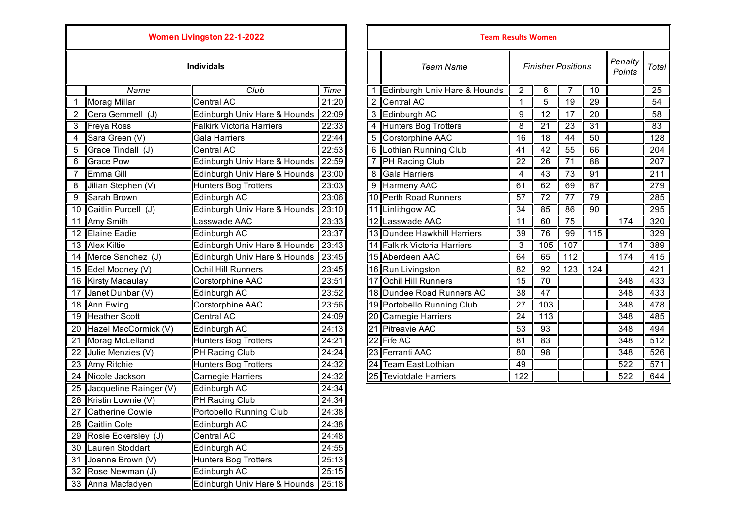## Women Livingston 22-1-2022

### Individals

|  | Name | Club | Time |
|---|---|---|---|
| 1 | Morag Millar | Central AC | 21:20 |
| 2 | Cera Gemmell (J) | Edinburgh Univ Hare & Hounds | 22:09 |
| 3 | Freya Ross | Falkirk Victoria Harriers | 22:33 |
| 4 | Sara Green (V) | Gala Harriers | 22:44 |
| 5 | Grace Tindall (J) | Central AC | 22:53 |
| 6 | Grace Pow | Edinburgh Univ Hare & Hounds | 22:59 |
| 7 | Emma Gill | Edinburgh Univ Hare & Hounds | 23:00 |
| 8 | Jilian Stephen (V) | Hunters Bog Trotters | 23:03 |
| 9 | Sarah Brown | Edinburgh AC | 23:06 |
| 10 | Caitlin Purcell (J) | Edinburgh Univ Hare & Hounds | 23:10 |
| 11 | Amy Smith | Lasswade AAC | 23:33 |
| 12 | Elaine Eadie | Edinburgh AC | 23:37 |
| 13 | Alex Kiltie | Edinburgh Univ Hare & Hounds | 23:43 |
| 14 | Merce Sanchez (J) | Edinburgh Univ Hare & Hounds | 23:45 |
| 15 | Edel Mooney (V) | Ochil Hill Runners | 23:45 |
| 16 | Kirsty Macaulay | Corstorphine AAC | 23:51 |
| 17 | Janet Dunbar (V) | Edinburgh AC | 23:52 |
| 18 | Ann Ewing | Corstorphine AAC | 23:56 |
| 19 | Heather Scott | Central AC | 24:09 |
| 20 | Hazel MacCormick (V) | Edinburgh AC | 24:13 |
| 21 | Morag McLelland | Hunters Bog Trotters | 24:21 |
| 22 | Julie Menzies (V) | PH Racing Club | 24:24 |
| 23 | Amy Ritchie | Hunters Bog Trotters | 24:32 |
| 24 | Nicole Jackson | Carnegie Harriers | 24:32 |
| 25 | Jacqueline Rainger (V) | Edinburgh AC | 24:34 |
| 26 | Kristin Lownie (V) | PH Racing Club | 24:34 |
| 27 | Catherine Cowie | Portobello Running Club | 24:38 |
| 28 | Caitlin Cole | Edinburgh AC | 24:38 |
| 29 | Rosie Eckersley (J) | Central AC | 24:48 |
| 30 | Lauren Stoddart | Edinburgh AC | 24:55 |
| 31 | Joanna Brown (V) | Hunters Bog Trotters | 25:13 |
| 32 | Rose Newman (J) | Edinburgh AC | 25:15 |
| 33 | Anna Macfadyen | Edinburgh Univ Hare & Hounds | 25:18 |

## Team Results Women

|  | Team Name | Finisher Positions | | | | Penalty Points | Total |
|---|---|---|---|---|---|---|---|
| 1 | Edinburgh Univ Hare & Hounds | 2 | 6 | 7 | 10 | | 25 |
| 2 | Central AC | 1 | 5 | 19 | 29 | | 54 |
| 3 | Edinburgh AC | 9 | 12 | 17 | 20 | | 58 |
| 4 | Hunters Bog Trotters | 8 | 21 | 23 | 31 | | 83 |
| 5 | Corstorphine AAC | 16 | 18 | 44 | 50 | | 128 |
| 6 | Lothian Running Club | 41 | 42 | 55 | 66 | | 204 |
| 7 | PH Racing Club | 22 | 26 | 71 | 88 | | 207 |
| 8 | Gala Harriers | 4 | 43 | 73 | 91 | | 211 |
| 9 | Harmeny AAC | 61 | 62 | 69 | 87 | | 279 |
| 10 | Perth Road Runners | 57 | 72 | 77 | 79 | | 285 |
| 11 | Linlithgow AC | 34 | 85 | 86 | 90 | | 295 |
| 12 | Lasswade AAC | 11 | 60 | 75 | | 174 | 320 |
| 13 | Dundee Hawkhill Harriers | 39 | 76 | 99 | 115 | | 329 |
| 14 | Falkirk Victoria Harriers | 3 | 105 | 107 | | 174 | 389 |
| 15 | Aberdeen AAC | 64 | 65 | 112 | | 174 | 415 |
| 16 | Run Livingston | 82 | 92 | 123 | 124 | | 421 |
| 17 | Ochil Hill Runners | 15 | 70 | | | 348 | 433 |
| 18 | Dundee Road Runners AC | 38 | 47 | | | 348 | 433 |
| 19 | Portobello Running Club | 27 | 103 | | | 348 | 478 |
| 20 | Carnegie Harriers | 24 | 113 | | | 348 | 485 |
| 21 | Pitreavie AAC | 53 | 93 | | | 348 | 494 |
| 22 | Fife AC | 81 | 83 | | | 348 | 512 |
| 23 | Ferranti AAC | 80 | 98 | | | 348 | 526 |
| 24 | Team East Lothian | 49 | | | | 522 | 571 |
| 25 | Teviotdale Harriers | 122 | | | | 522 | 644 |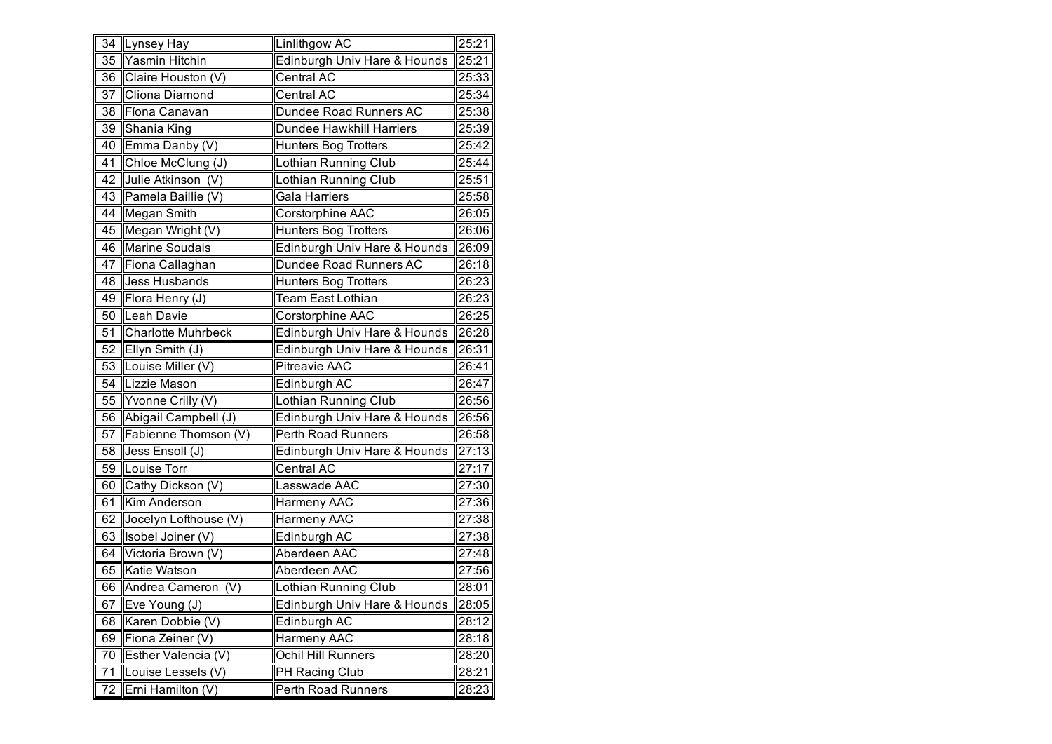| | | | |
|---|---|---|---|
| 34 | Lynsey Hay | Linlithgow AC | 25:21 |
| 35 | Yasmin Hitchin | Edinburgh Univ Hare & Hounds | 25:21 |
| 36 | Claire Houston (V) | Central AC | 25:33 |
| 37 | Cliona Diamond | Central AC | 25:34 |
| 38 | Fiona Canavan | Dundee Road Runners AC | 25:38 |
| 39 | Shania King | Dundee Hawkhill Harriers | 25:39 |
| 40 | Emma Danby (V) | Hunters Bog Trotters | 25:42 |
| 41 | Chloe McClung (J) | Lothian Running Club | 25:44 |
| 42 | Julie Atkinson (V) | Lothian Running Club | 25:51 |
| 43 | Pamela Baillie (V) | Gala Harriers | 25:58 |
| 44 | Megan Smith | Corstorphine AAC | 26:05 |
| 45 | Megan Wright (V) | Hunters Bog Trotters | 26:06 |
| 46 | Marine Soudais | Edinburgh Univ Hare & Hounds | 26:09 |
| 47 | Fiona Callaghan | Dundee Road Runners AC | 26:18 |
| 48 | Jess Husbands | Hunters Bog Trotters | 26:23 |
| 49 | Flora Henry (J) | Team East Lothian | 26:23 |
| 50 | Leah Davie | Corstorphine AAC | 26:25 |
| 51 | Charlotte Muhrbeck | Edinburgh Univ Hare & Hounds | 26:28 |
| 52 | Ellyn Smith (J) | Edinburgh Univ Hare & Hounds | 26:31 |
| 53 | Louise Miller (V) | Pitreavie AAC | 26:41 |
| 54 | Lizzie Mason | Edinburgh AC | 26:47 |
| 55 | Yvonne Crilly (V) | Lothian Running Club | 26:56 |
| 56 | Abigail Campbell (J) | Edinburgh Univ Hare & Hounds | 26:56 |
| 57 | Fabienne Thomson (V) | Perth Road Runners | 26:58 |
| 58 | Jess Ensoll (J) | Edinburgh Univ Hare & Hounds | 27:13 |
| 59 | Louise Torr | Central AC | 27:17 |
| 60 | Cathy Dickson (V) | Lasswade AAC | 27:30 |
| 61 | Kim Anderson | Harmeny AAC | 27:36 |
| 62 | Jocelyn Lofthouse (V) | Harmeny AAC | 27:38 |
| 63 | Isobel Joiner (V) | Edinburgh AC | 27:38 |
| 64 | Victoria Brown (V) | Aberdeen AAC | 27:48 |
| 65 | Katie Watson | Aberdeen AAC | 27:56 |
| 66 | Andrea Cameron (V) | Lothian Running Club | 28:01 |
| 67 | Eve Young (J) | Edinburgh Univ Hare & Hounds | 28:05 |
| 68 | Karen Dobbie (V) | Edinburgh AC | 28:12 |
| 69 | Fiona Zeiner (V) | Harmeny AAC | 28:18 |
| 70 | Esther Valencia (V) | Ochil Hill Runners | 28:20 |
| 71 | Louise Lessels (V) | PH Racing Club | 28:21 |
| 72 | Erni Hamilton (V) | Perth Road Runners | 28:23 |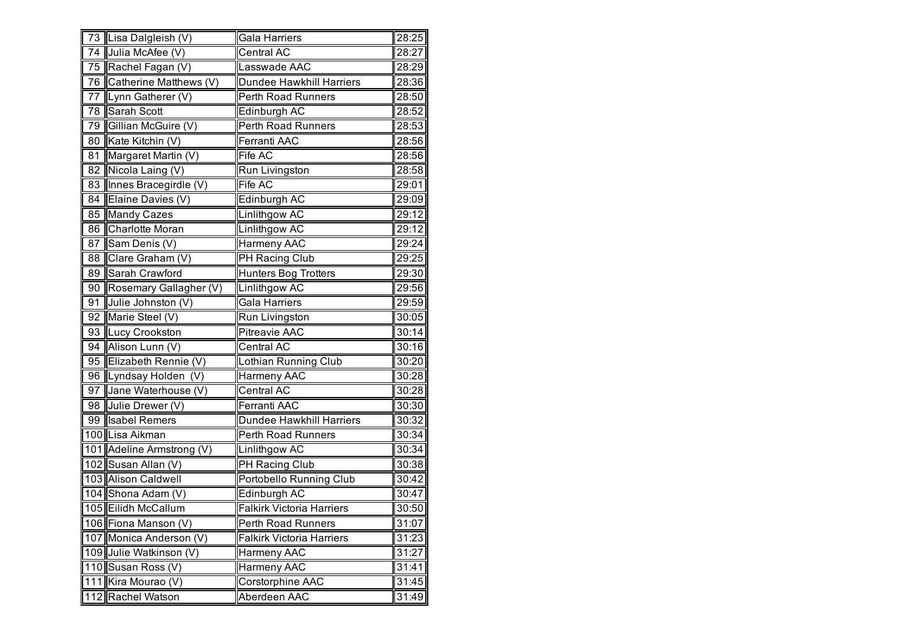| | | | |
|---|---|---|---|
| 73 | Lisa Dalgleish (V) | Gala Harriers | 28:25 |
| 74 | Julia McAfee (V) | Central AC | 28:27 |
| 75 | Rachel Fagan (V) | Lasswade AAC | 28:29 |
| 76 | Catherine Matthews (V) | Dundee Hawkhill Harriers | 28:36 |
| 77 | Lynn Gatherer (V) | Perth Road Runners | 28:50 |
| 78 | Sarah Scott | Edinburgh AC | 28:52 |
| 79 | Gillian McGuire (V) | Perth Road Runners | 28:53 |
| 80 | Kate Kitchin (V) | Ferranti AAC | 28:56 |
| 81 | Margaret Martin (V) | Fife AC | 28:56 |
| 82 | Nicola Laing (V) | Run Livingston | 28:58 |
| 83 | Innes Bracegirdle (V) | Fife AC | 29:01 |
| 84 | Elaine Davies (V) | Edinburgh AC | 29:09 |
| 85 | Mandy Cazes | Linlithgow AC | 29:12 |
| 86 | Charlotte Moran | Linlithgow AC | 29:12 |
| 87 | Sam Denis (V) | Harmeny AAC | 29:24 |
| 88 | Clare Graham (V) | PH Racing Club | 29:25 |
| 89 | Sarah Crawford | Hunters Bog Trotters | 29:30 |
| 90 | Rosemary Gallagher (V) | Linlithgow AC | 29:56 |
| 91 | Julie Johnston (V) | Gala Harriers | 29:59 |
| 92 | Marie Steel (V) | Run Livingston | 30:05 |
| 93 | Lucy Crookston | Pitreavie AAC | 30:14 |
| 94 | Alison Lunn (V) | Central AC | 30:16 |
| 95 | Elizabeth Rennie (V) | Lothian Running Club | 30:20 |
| 96 | Lyndsay Holden (V) | Harmeny AAC | 30:28 |
| 97 | Jane Waterhouse (V) | Central AC | 30:28 |
| 98 | Julie Drewer (V) | Ferranti AAC | 30:30 |
| 99 | Isabel Remers | Dundee Hawkhill Harriers | 30:32 |
| 100 | Lisa Aikman | Perth Road Runners | 30:34 |
| 101 | Adeline Armstrong (V) | Linlithgow AC | 30:34 |
| 102 | Susan Allan (V) | PH Racing Club | 30:38 |
| 103 | Alison Caldwell | Portobello Running Club | 30:42 |
| 104 | Shona Adam (V) | Edinburgh AC | 30:47 |
| 105 | Eilidh McCallum | Falkirk Victoria Harriers | 30:50 |
| 106 | Fiona Manson (V) | Perth Road Runners | 31:07 |
| 107 | Monica Anderson (V) | Falkirk Victoria Harriers | 31:23 |
| 109 | Julie Watkinson (V) | Harmeny AAC | 31:27 |
| 110 | Susan Ross (V) | Harmeny AAC | 31:41 |
| 111 | Kira Mourao (V) | Corstorphine AAC | 31:45 |
| 112 | Rachel Watson | Aberdeen AAC | 31:49 |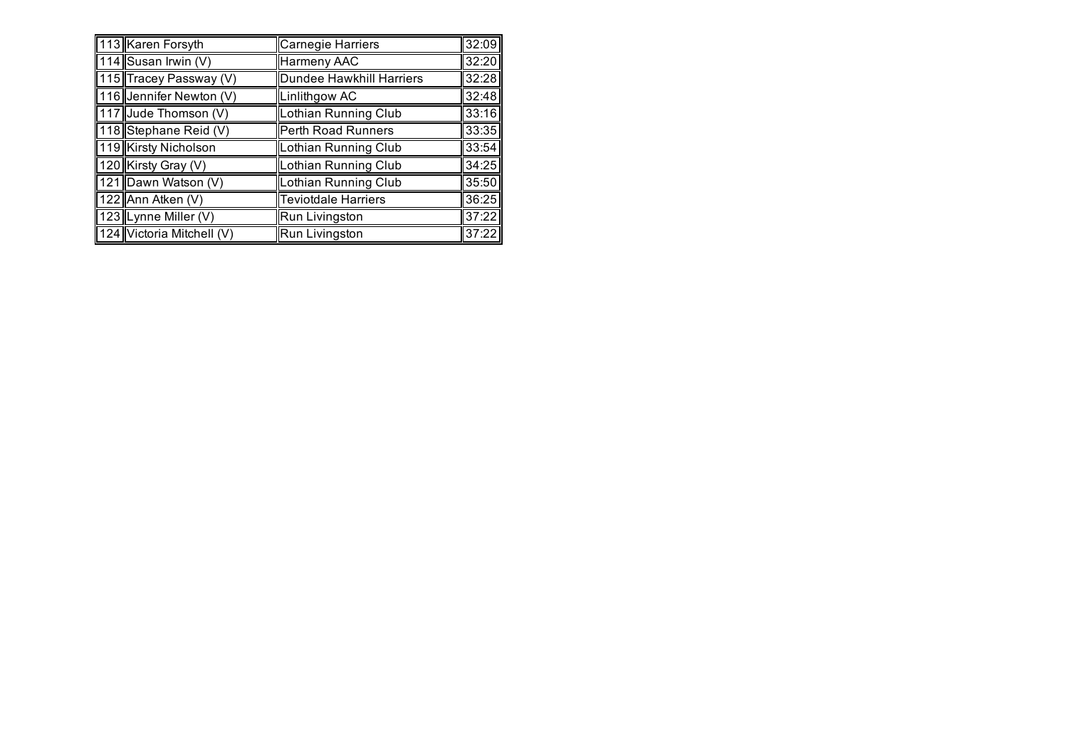| | | | |
|---|---|---|---|
| 113 | Karen Forsyth | Carnegie Harriers | 32:09 |
| 114 | Susan Irwin (V) | Harmeny AAC | 32:20 |
| 115 | Tracey Passway (V) | Dundee Hawkhill Harriers | 32:28 |
| 116 | Jennifer Newton (V) | Linlithgow AC | 32:48 |
| 117 | Jude Thomson (V) | Lothian Running Club | 33:16 |
| 118 | Stephane Reid (V) | Perth Road Runners | 33:35 |
| 119 | Kirsty Nicholson | Lothian Running Club | 33:54 |
| 120 | Kirsty Gray (V) | Lothian Running Club | 34:25 |
| 121 | Dawn Watson (V) | Lothian Running Club | 35:50 |
| 122 | Ann Atken (V) | Teviotdale Harriers | 36:25 |
| 123 | Lynne Miller (V) | Run Livingston | 37:22 |
| 124 | Victoria Mitchell (V) | Run Livingston | 37:22 |